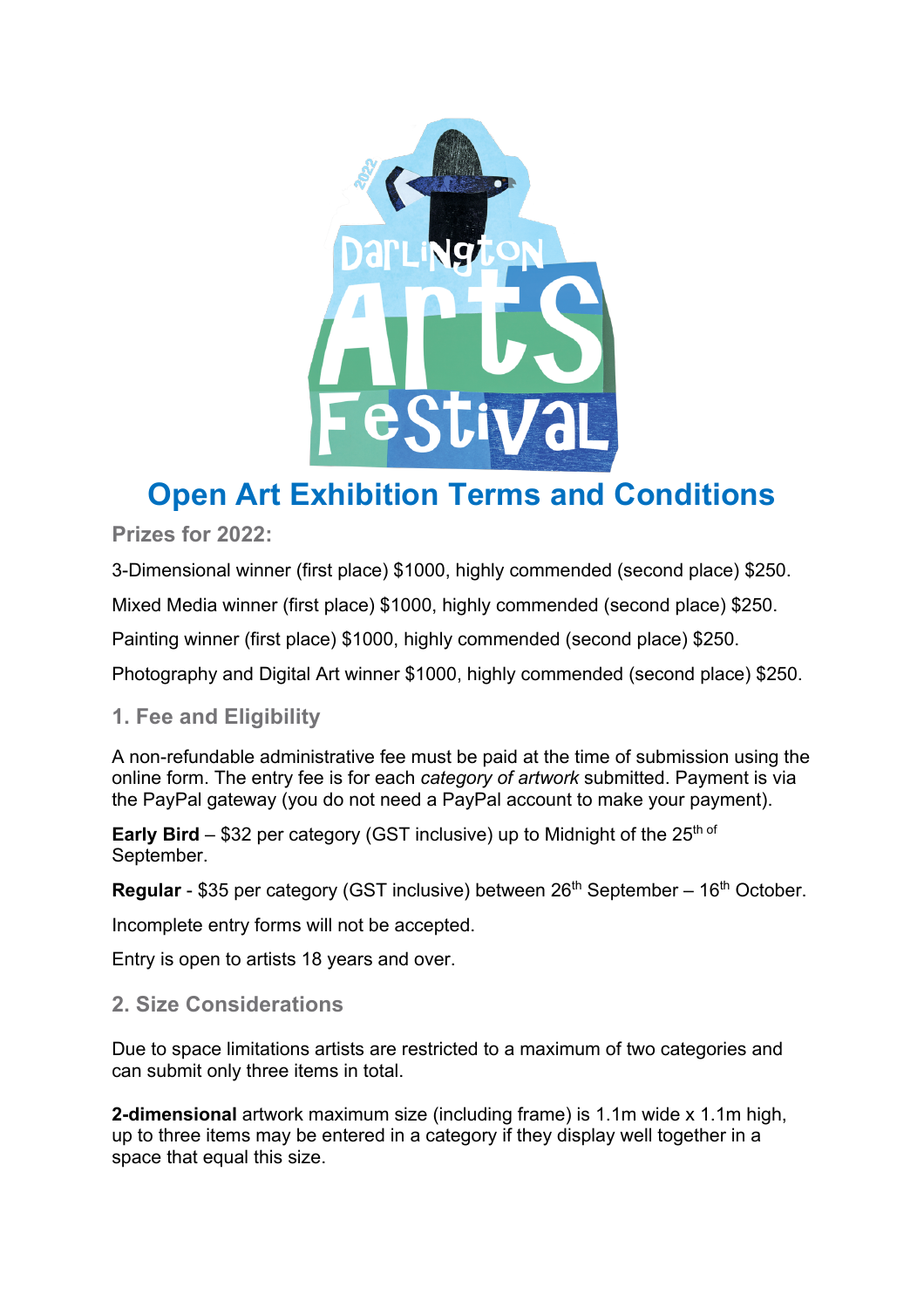# Open Art Exhibition Terms and Conditions

## Prizes for 2022:

3-Dimensional winner (first place) $1000, highly commended (second place) $250.

Mixed Media winner (first place) $1000, highly commended (second place) $250.

Painting winner (first place) $1000, highly commended (second place) $250.

Photography and Digital Art winner $1000, highly commended (second place) $250.

## 1. Fee and Eligibility

A non-refundable administrative fee must be paid at the time of submission using the online form. The entry fee is for each *category of artwork* submitted. Payment is via the PayPal gateway (you do not need a PayPal account to make your payment).

**Early Bird** – $32 per category (GST inclusive) up to Midnight of the 25th of September.

**Regular** - $35 per category (GST inclusive) between 26th September – 16th October.

Incomplete entry forms will not be accepted.

Entry is open to artists 18 years and over.

## 2. Size Considerations

Due to space limitations artists are restricted to a maximum of two categories and can submit only three items in total.

**2-dimensional** artwork maximum size (including frame) is 1.1m wide x 1.1m high, up to three items may be entered in a category if they display well together in a space that equal this size.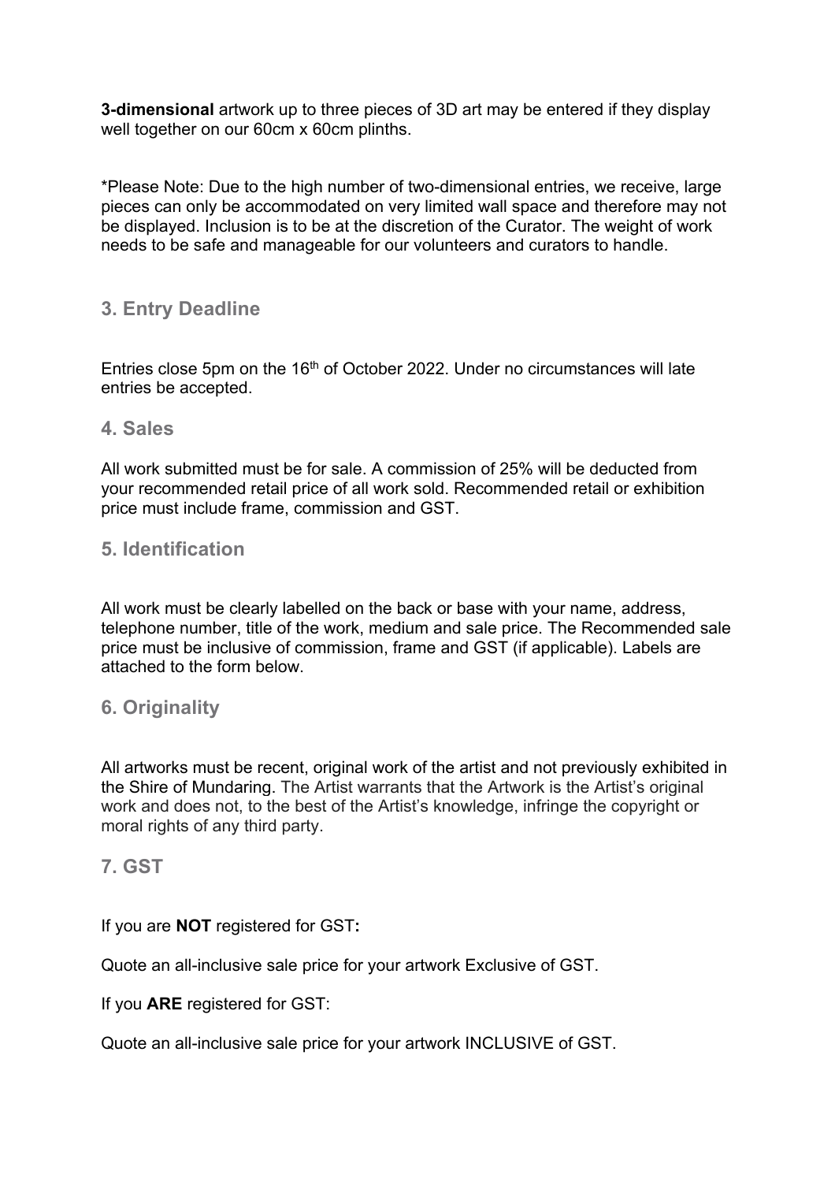**3-dimensional** artwork up to three pieces of 3D art may be entered if they display well together on our 60cm x 60cm plinths.

*Please Note: Due to the high number of two-dimensional entries, we receive, large pieces can only be accommodated on very limited wall space and therefore may not be displayed. Inclusion is to be at the discretion of the Curator. The weight of work needs to be safe and manageable for our volunteers and curators to handle.

## 3. Entry Deadline

Entries close 5pm on the 16th of October 2022. Under no circumstances will late entries be accepted.

## 4. Sales

All work submitted must be for sale. A commission of 25% will be deducted from your recommended retail price of all work sold. Recommended retail or exhibition price must include frame, commission and GST.

## 5. Identification

All work must be clearly labelled on the back or base with your name, address, telephone number, title of the work, medium and sale price. The Recommended sale price must be inclusive of commission, frame and GST (if applicable). Labels are attached to the form below.

## 6. Originality

All artworks must be recent, original work of the artist and not previously exhibited in the Shire of Mundaring. The Artist warrants that the Artwork is the Artist's original work and does not, to the best of the Artist's knowledge, infringe the copyright or moral rights of any third party.

## 7. GST

If you are **NOT** registered for GST**:**

Quote an all-inclusive sale price for your artwork Exclusive of GST.

If you **ARE** registered for GST:

Quote an all-inclusive sale price for your artwork INCLUSIVE of GST.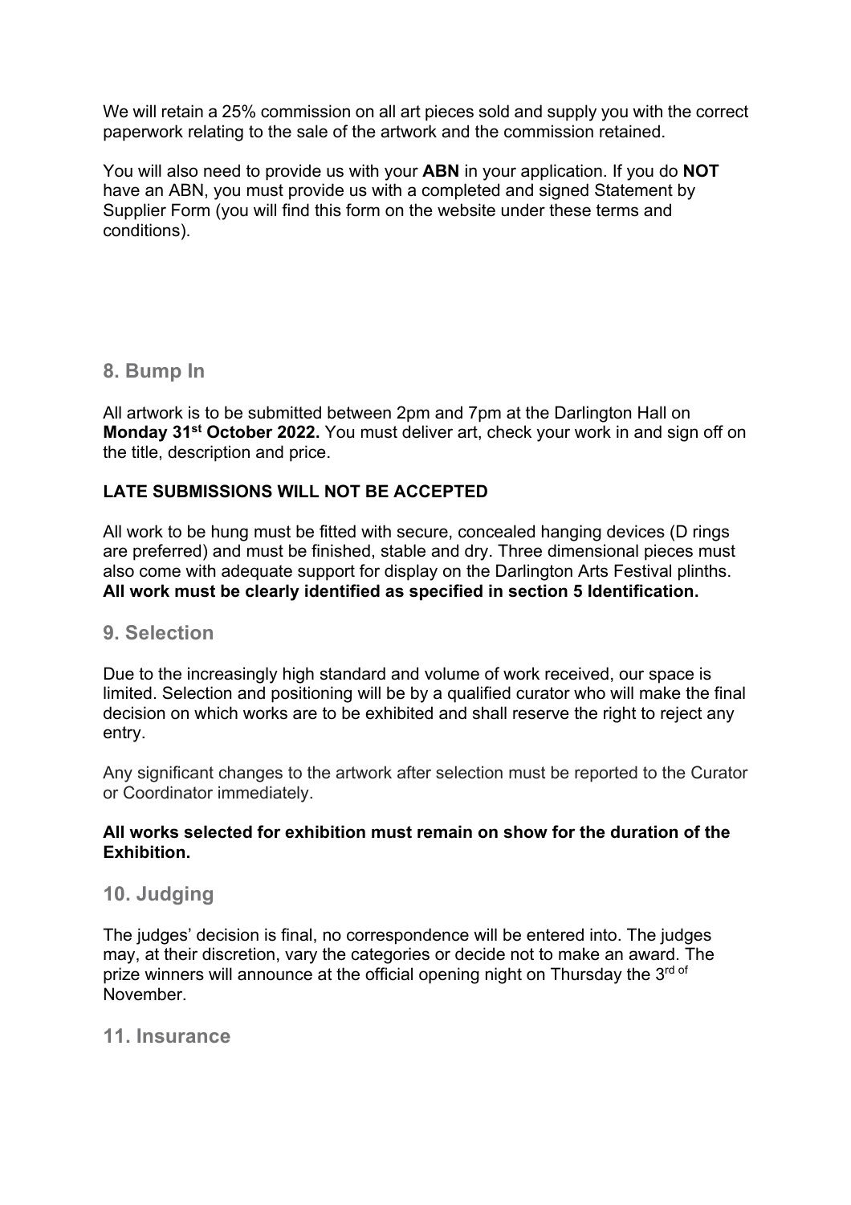We will retain a 25% commission on all art pieces sold and supply you with the correct paperwork relating to the sale of the artwork and the commission retained.

You will also need to provide us with your **ABN** in your application. If you do **NOT** have an ABN, you must provide us with a completed and signed Statement by Supplier Form (you will find this form on the website under these terms and conditions).

## 8. Bump In

All artwork is to be submitted between 2pm and 7pm at the Darlington Hall on **Monday 31st October 2022.** You must deliver art, check your work in and sign off on the title, description and price.

**LATE SUBMISSIONS WILL NOT BE ACCEPTED**

All work to be hung must be fitted with secure, concealed hanging devices (D rings are preferred) and must be finished, stable and dry. Three dimensional pieces must also come with adequate support for display on the Darlington Arts Festival plinths. **All work must be clearly identified as specified in section 5 Identification.**

## 9. Selection

Due to the increasingly high standard and volume of work received, our space is limited. Selection and positioning will be by a qualified curator who will make the final decision on which works are to be exhibited and shall reserve the right to reject any entry.

Any significant changes to the artwork after selection must be reported to the Curator or Coordinator immediately.

**All works selected for exhibition must remain on show for the duration of the Exhibition.**

## 10. Judging

The judges' decision is final, no correspondence will be entered into. The judges may, at their discretion, vary the categories or decide not to make an award. The prize winners will announce at the official opening night on Thursday the 3rd of November.

## 11. Insurance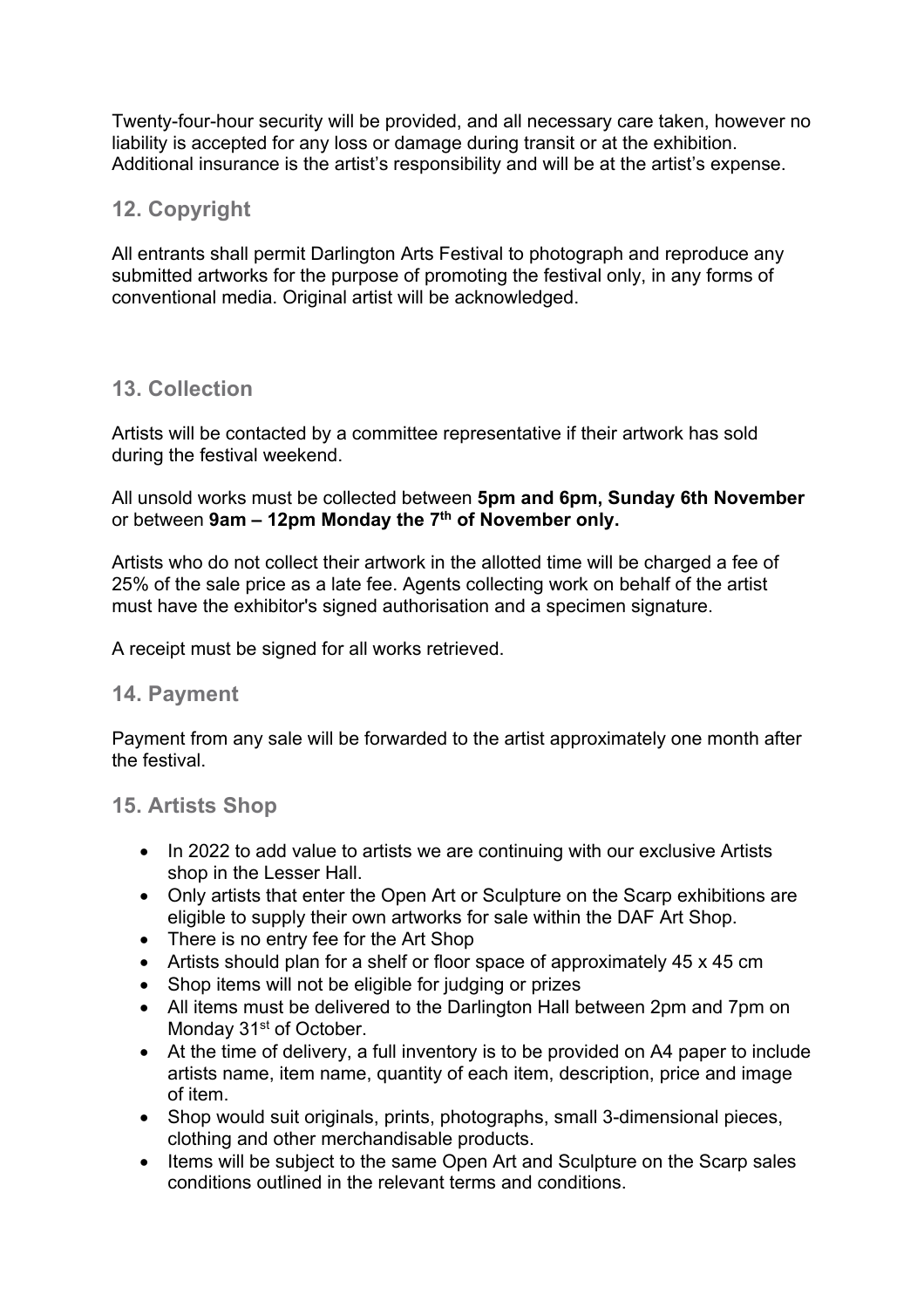Twenty-four-hour security will be provided, and all necessary care taken, however no liability is accepted for any loss or damage during transit or at the exhibition. Additional insurance is the artist's responsibility and will be at the artist's expense.

## 12. Copyright

All entrants shall permit Darlington Arts Festival to photograph and reproduce any submitted artworks for the purpose of promoting the festival only, in any forms of conventional media. Original artist will be acknowledged.

## 13. Collection

Artists will be contacted by a committee representative if their artwork has sold during the festival weekend.

All unsold works must be collected between **5pm and 6pm, Sunday 6th November** or between **9am – 12pm Monday the 7th of November only.**

Artists who do not collect their artwork in the allotted time will be charged a fee of 25% of the sale price as a late fee. Agents collecting work on behalf of the artist must have the exhibitor's signed authorisation and a specimen signature.

A receipt must be signed for all works retrieved.

## 14. Payment

Payment from any sale will be forwarded to the artist approximately one month after the festival.

## 15. Artists Shop

- In 2022 to add value to artists we are continuing with our exclusive Artists shop in the Lesser Hall.
- Only artists that enter the Open Art or Sculpture on the Scarp exhibitions are eligible to supply their own artworks for sale within the DAF Art Shop.
- There is no entry fee for the Art Shop
- Artists should plan for a shelf or floor space of approximately 45 x 45 cm
- Shop items will not be eligible for judging or prizes
- All items must be delivered to the Darlington Hall between 2pm and 7pm on Monday 31st of October.
- At the time of delivery, a full inventory is to be provided on A4 paper to include artists name, item name, quantity of each item, description, price and image of item.
- Shop would suit originals, prints, photographs, small 3-dimensional pieces, clothing and other merchandisable products.
- Items will be subject to the same Open Art and Sculpture on the Scarp sales conditions outlined in the relevant terms and conditions.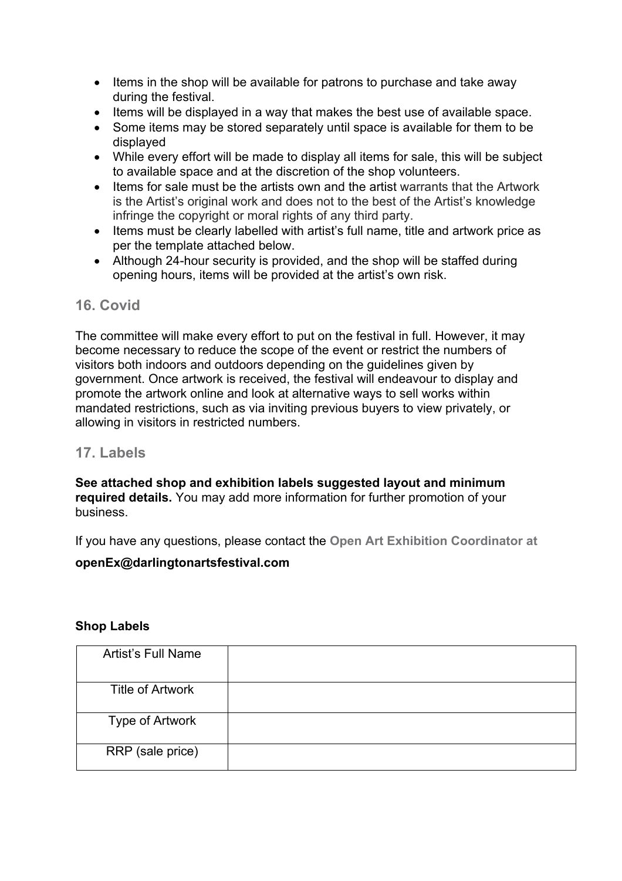- Items in the shop will be available for patrons to purchase and take away during the festival.
- Items will be displayed in a way that makes the best use of available space.
- Some items may be stored separately until space is available for them to be displayed
- While every effort will be made to display all items for sale, this will be subject to available space and at the discretion of the shop volunteers.
- Items for sale must be the artists own and the artist warrants that the Artwork is the Artist's original work and does not to the best of the Artist's knowledge infringe the copyright or moral rights of any third party.
- Items must be clearly labelled with artist's full name, title and artwork price as per the template attached below.
- Although 24-hour security is provided, and the shop will be staffed during opening hours, items will be provided at the artist's own risk.

## 16. Covid

The committee will make every effort to put on the festival in full. However, it may become necessary to reduce the scope of the event or restrict the numbers of visitors both indoors and outdoors depending on the guidelines given by government. Once artwork is received, the festival will endeavour to display and promote the artwork online and look at alternative ways to sell works within mandated restrictions, such as via inviting previous buyers to view privately, or allowing in visitors in restricted numbers.

## 17. Labels

**See attached shop and exhibition labels suggested layout and minimum required details.** You may add more information for further promotion of your business.

If you have any questions, please contact the **Open Art Exhibition Coordinator at**

**openEx@darlingtonartsfestival.com**

**Shop Labels**

| Artist's Full Name | |
|---|---|
| Title of Artwork | |
| Type of Artwork | |
| RRP (sale price) | |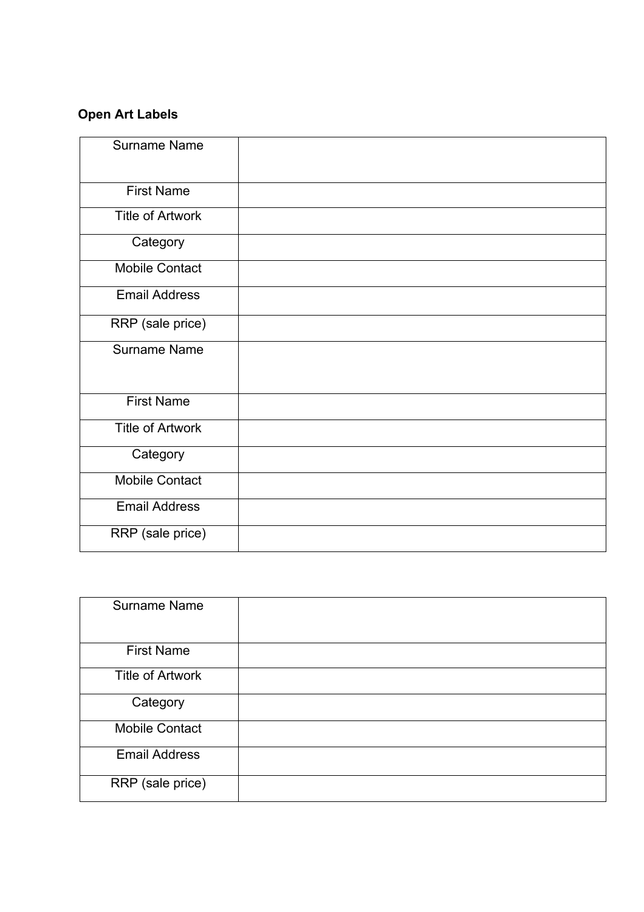**Open Art Labels**

| | |
|---|---|
| Surname Name | |
| First Name | |
| Title of Artwork | |
| Category | |
| Mobile Contact | |
| Email Address | |
| RRP (sale price) | |
| Surname Name | |
| First Name | |
| Title of Artwork | |
| Category | |
| Mobile Contact | |
| Email Address | |
| RRP (sale price) | |

| | |
|---|---|
| Surname Name | |
| First Name | |
| Title of Artwork | |
| Category | |
| Mobile Contact | |
| Email Address | |
| RRP (sale price) | |